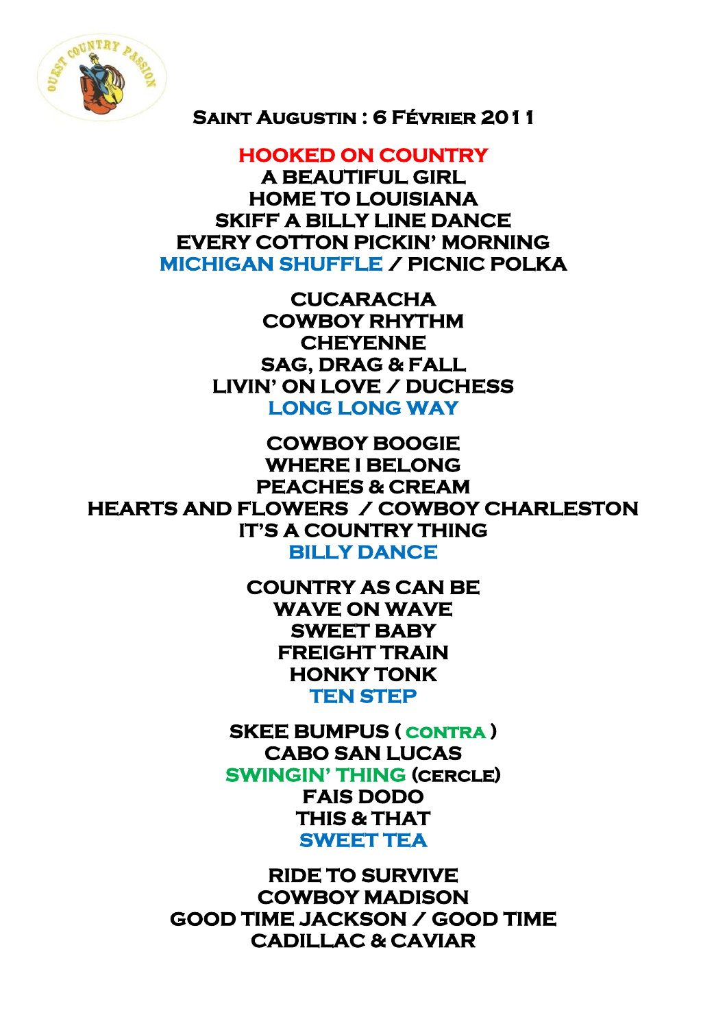# Saint Augustin : 6 Février 2011

HOOKED ON COUNTRY
A BEAUTIFUL GIRL
HOME TO LOUISIANA
SKIFF A BILLY LINE DANCE
EVERY COTTON PICKIN' MORNING
MICHIGAN SHUFFLE / PICNIC POLKA

CUCARACHA
COWBOY RHYTHM
CHEYENNE
SAG, DRAG & FALL
LIVIN' ON LOVE / DUCHESS
LONG LONG WAY

COWBOY BOOGIE
WHERE I BELONG
PEACHES & CREAM
HEARTS AND FLOWERS / COWBOY CHARLESTON
IT'S A COUNTRY THING
BILLY DANCE

COUNTRY AS CAN BE
WAVE ON WAVE
SWEET BABY
FREIGHT TRAIN
HONKY TONK
TEN STEP

SKEE BUMPUS ( CONTRA )
CABO SAN LUCAS
SWINGIN' THING (CERCLE)
FAIS DODO
THIS & THAT
SWEET TEA

RIDE TO SURVIVE
COWBOY MADISON
GOOD TIME JACKSON / GOOD TIME
CADILLAC & CAVIAR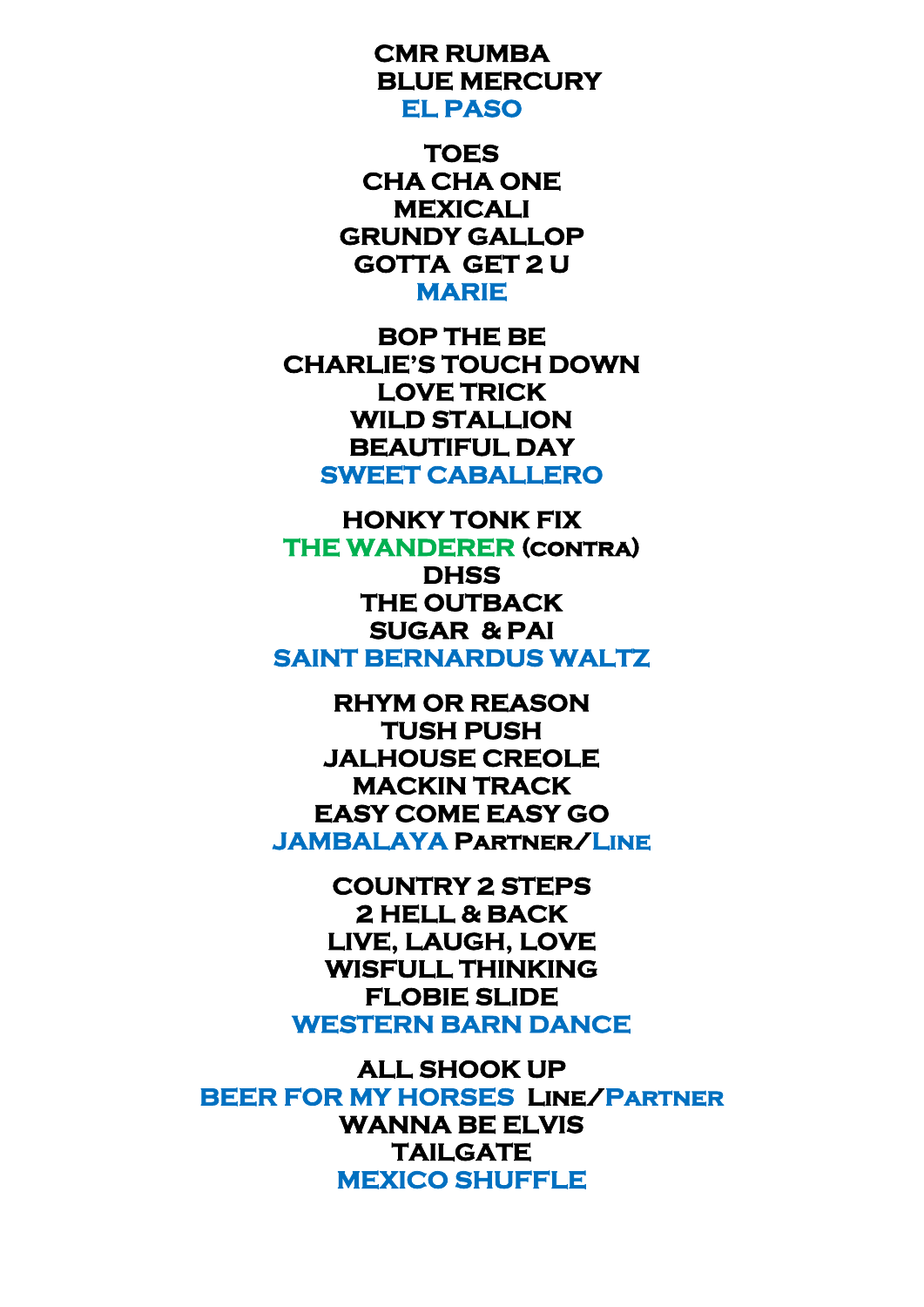CMR RUMBA
BLUE MERCURY
EL PASO

TOES
CHA CHA ONE
MEXICALI
GRUNDY GALLOP
GOTTA GET 2 U
MARIE

BOP THE BE
CHARLIE'S TOUCH DOWN
LOVE TRICK
WILD STALLION
BEAUTIFUL DAY
SWEET CABALLERO

HONKY TONK FIX
THE WANDERER (CONTRA)
DHSS
THE OUTBACK
SUGAR & PAI
SAINT BERNARDUS WALTZ

RHYM OR REASON
TUSH PUSH
JALHOUSE CREOLE
MACKIN TRACK
EASY COME EASY GO
JAMBALAYA PARTNER/LINE

COUNTRY 2 STEPS
2 HELL & BACK
LIVE, LAUGH, LOVE
WISFULL THINKING
FLOBIE SLIDE
WESTERN BARN DANCE

ALL SHOOK UP
BEER FOR MY HORSES LINE/PARTNER
WANNA BE ELVIS
TAILGATE
MEXICO SHUFFLE